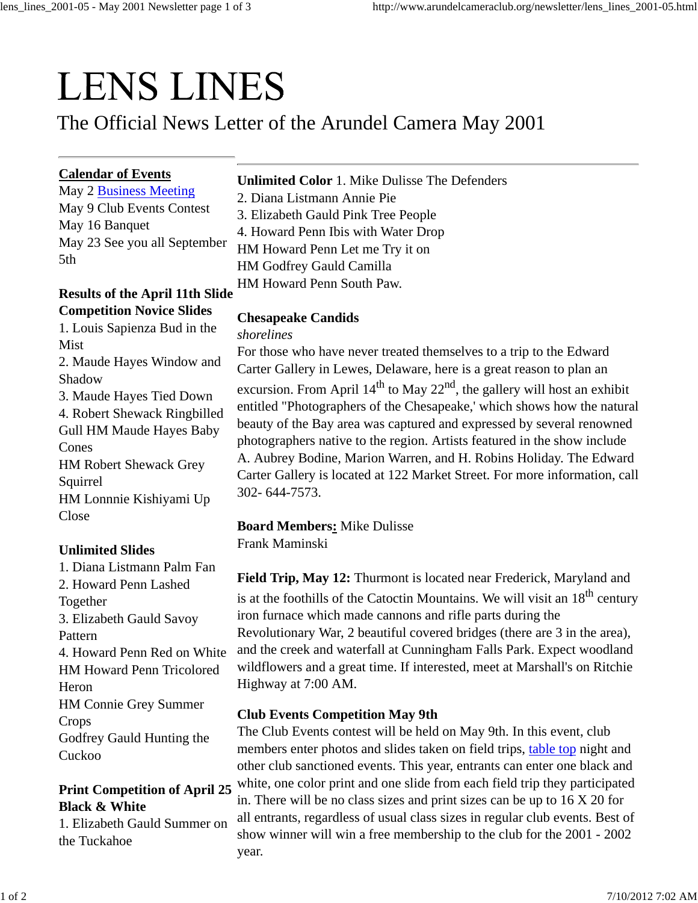# LENS LINES

## The Official News Letter of the Arundel Camera May 2001

---

**Calendar of Events**

May 2 [Business Meeting](#)
May 9 Club Events Contest
May 16 Banquet
May 23 See you all September 5th

**Results of the April 11th Slide Competition Novice Slides**

1. Louis Sapienza Bud in the Mist
2. Maude Hayes Window and Shadow
3. Maude Hayes Tied Down
4. Robert Shewack Ringbilled Gull HM Maude Hayes Baby Cones

HM Robert Shewack Grey Squirrel
HM Lonnnie Kishiyami Up Close

**Unlimited Slides**

1. Diana Listmann Palm Fan
2. Howard Penn Lashed Together
3. Elizabeth Gauld Savoy Pattern
4. Howard Penn Red on White

HM Howard Penn Tricolored Heron
HM Connie Grey Summer Crops
Godfrey Gauld Hunting the Cuckoo

**Print Competition of April 25 Black & White**

1. Elizabeth Gauld Summer on the Tuckahoe

**Unlimited Color** 1. Mike Dulisse The Defenders
2. Diana Listmann Annie Pie
3. Elizabeth Gauld Pink Tree People
4. Howard Penn Ibis with Water Drop
HM Howard Penn Let me Try it on
HM Godfrey Gauld Camilla
HM Howard Penn South Paw.

**Chesapeake Candids**
*shorelines*
For those who have never treated themselves to a trip to the Edward Carter Gallery in Lewes, Delaware, here is a great reason to plan an excursion. From April 14th to May 22nd, the gallery will host an exhibit entitled "Photographers of the Chesapeake,' which shows how the natural beauty of the Bay area was captured and expressed by several renowned photographers native to the region. Artists featured in the show include A. Aubrey Bodine, Marion Warren, and H. Robins Holiday. The Edward Carter Gallery is located at 122 Market Street. For more information, call 302- 644-7573.

**Board Members:** Mike Dulisse
Frank Maminski

**Field Trip, May 12:** Thurmont is located near Frederick, Maryland and is at the foothills of the Catoctin Mountains. We will visit an 18th century iron furnace which made cannons and rifle parts during the Revolutionary War, 2 beautiful covered bridges (there are 3 in the area), and the creek and waterfall at Cunningham Falls Park. Expect woodland wildflowers and a great time. If interested, meet at Marshall's on Ritchie Highway at 7:00 AM.

**Club Events Competition May 9th**
The Club Events contest will be held on May 9th. In this event, club members enter photos and slides taken on field trips, [table top](#) night and other club sanctioned events. This year, entrants can enter one black and white, one color print and one slide from each field trip they participated in. There will be no class sizes and print sizes can be up to 16 X 20 for all entrants, regardless of usual class sizes in regular club events. Best of show winner will win a free membership to the club for the 2001 - 2002 year.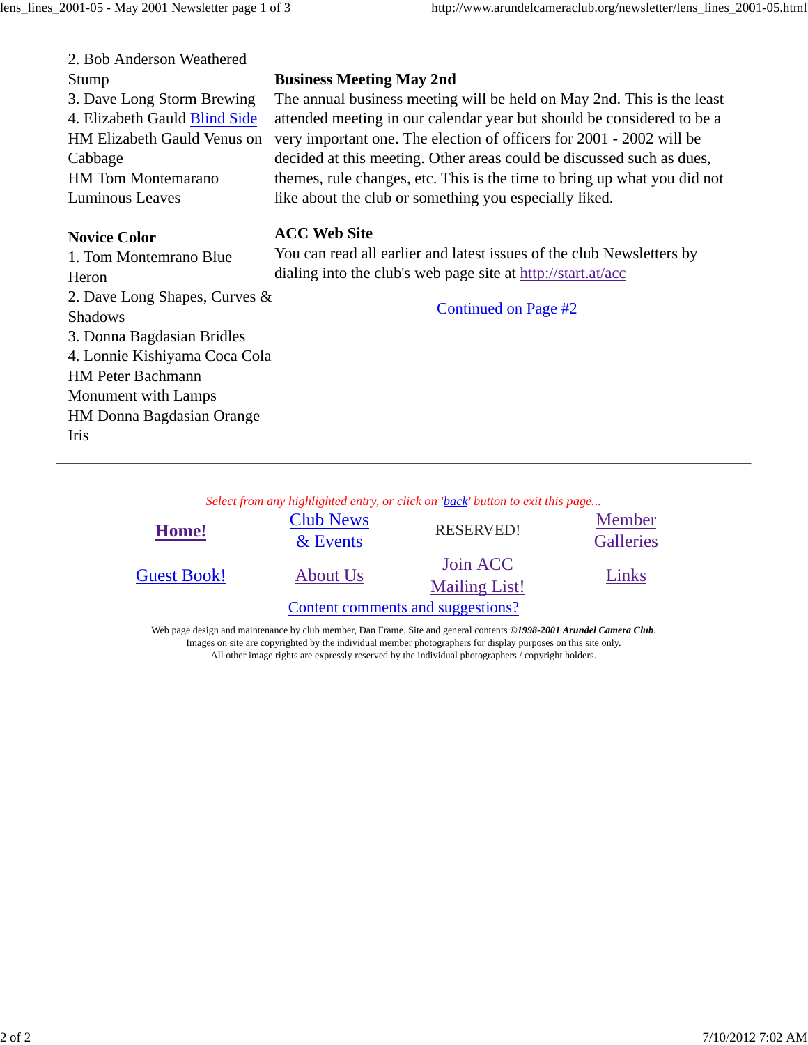2. Bob Anderson Weathered Stump
3. Dave Long Storm Brewing
4. Elizabeth Gauld Blind Side
HM Elizabeth Gauld Venus on Cabbage
HM Tom Montemarano Luminous Leaves

**Novice Color**
1. Tom Montemrano Blue Heron
2. Dave Long Shapes, Curves & Shadows
3. Donna Bagdasian Bridles
4. Lonnie Kishiyama Coca Cola
HM Peter Bachmann Monument with Lamps
HM Donna Bagdasian Orange Iris

**Business Meeting May 2nd**

The annual business meeting will be held on May 2nd. This is the least attended meeting in our calendar year but should be considered to be a very important one. The election of officers for 2001 - 2002 will be decided at this meeting. Other areas could be discussed such as dues, themes, rule changes, etc. This is the time to bring up what you did not like about the club or something you especially liked.

**ACC Web Site**

You can read all earlier and latest issues of the club Newsletters by dialing into the club's web page site at http://start.at/acc

Continued on Page #2

---

*Select from any highlighted entry, or click on 'back' button to exit this page...*

| | | | |
|---|---|---|---|
| **Home!** | Club News & Events | RESERVED! | Member Galleries |
| Guest Book! | About Us | Join ACC Mailing List! | Links |

Content comments and suggestions?

Web page design and maintenance by club member, Dan Frame. Site and general contents ***©1998-2001 Arundel Camera Club***.
Images on site are copyrighted by the individual member photographers for display purposes on this site only.
All other image rights are expressly reserved by the individual photographers / copyright holders.